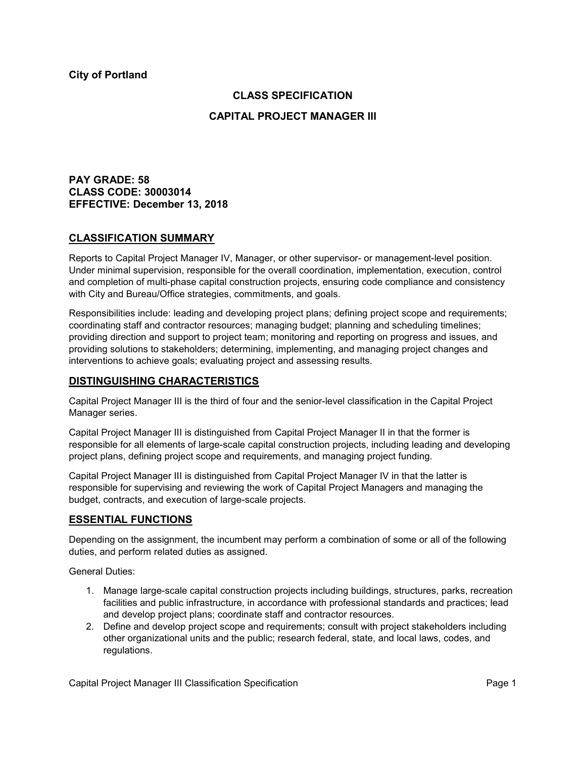**City of Portland**

# CLASS SPECIFICATION

# CAPITAL PROJECT MANAGER III

**PAY GRADE: 58**
**CLASS CODE: 30003014**
**EFFECTIVE: December 13, 2018**

## CLASSIFICATION SUMMARY

Reports to Capital Project Manager IV, Manager, or other supervisor- or management-level position. Under minimal supervision, responsible for the overall coordination, implementation, execution, control and completion of multi-phase capital construction projects, ensuring code compliance and consistency with City and Bureau/Office strategies, commitments, and goals.

Responsibilities include: leading and developing project plans; defining project scope and requirements; coordinating staff and contractor resources; managing budget; planning and scheduling timelines; providing direction and support to project team; monitoring and reporting on progress and issues, and providing solutions to stakeholders; determining, implementing, and managing project changes and interventions to achieve goals; evaluating project and assessing results.

## DISTINGUISHING CHARACTERISTICS

Capital Project Manager III is the third of four and the senior-level classification in the Capital Project Manager series.

Capital Project Manager III is distinguished from Capital Project Manager II in that the former is responsible for all elements of large-scale capital construction projects, including leading and developing project plans, defining project scope and requirements, and managing project funding.

Capital Project Manager III is distinguished from Capital Project Manager IV in that the latter is responsible for supervising and reviewing the work of Capital Project Managers and managing the budget, contracts, and execution of large-scale projects.

## ESSENTIAL FUNCTIONS

Depending on the assignment, the incumbent may perform a combination of some or all of the following duties, and perform related duties as assigned.

General Duties:

1. Manage large-scale capital construction projects including buildings, structures, parks, recreation facilities and public infrastructure, in accordance with professional standards and practices; lead and develop project plans; coordinate staff and contractor resources.
2. Define and develop project scope and requirements; consult with project stakeholders including other organizational units and the public; research federal, state, and local laws, codes, and regulations.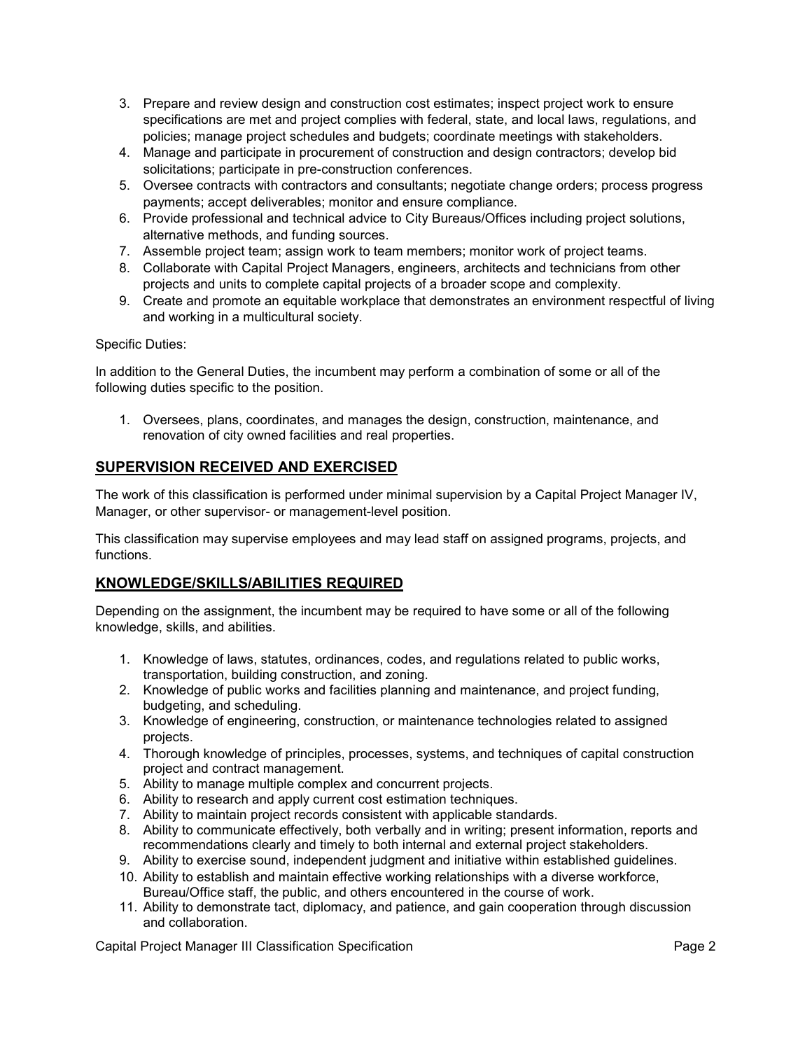3. Prepare and review design and construction cost estimates; inspect project work to ensure specifications are met and project complies with federal, state, and local laws, regulations, and policies; manage project schedules and budgets; coordinate meetings with stakeholders.
4. Manage and participate in procurement of construction and design contractors; develop bid solicitations; participate in pre-construction conferences.
5. Oversee contracts with contractors and consultants; negotiate change orders; process progress payments; accept deliverables; monitor and ensure compliance.
6. Provide professional and technical advice to City Bureaus/Offices including project solutions, alternative methods, and funding sources.
7. Assemble project team; assign work to team members; monitor work of project teams.
8. Collaborate with Capital Project Managers, engineers, architects and technicians from other projects and units to complete capital projects of a broader scope and complexity.
9. Create and promote an equitable workplace that demonstrates an environment respectful of living and working in a multicultural society.

Specific Duties:

In addition to the General Duties, the incumbent may perform a combination of some or all of the following duties specific to the position.

1. Oversees, plans, coordinates, and manages the design, construction, maintenance, and renovation of city owned facilities and real properties.

## SUPERVISION RECEIVED AND EXERCISED

The work of this classification is performed under minimal supervision by a Capital Project Manager IV, Manager, or other supervisor- or management-level position.

This classification may supervise employees and may lead staff on assigned programs, projects, and functions.

## KNOWLEDGE/SKILLS/ABILITIES REQUIRED

Depending on the assignment, the incumbent may be required to have some or all of the following knowledge, skills, and abilities.

1. Knowledge of laws, statutes, ordinances, codes, and regulations related to public works, transportation, building construction, and zoning.
2. Knowledge of public works and facilities planning and maintenance, and project funding, budgeting, and scheduling.
3. Knowledge of engineering, construction, or maintenance technologies related to assigned projects.
4. Thorough knowledge of principles, processes, systems, and techniques of capital construction project and contract management.
5. Ability to manage multiple complex and concurrent projects.
6. Ability to research and apply current cost estimation techniques.
7. Ability to maintain project records consistent with applicable standards.
8. Ability to communicate effectively, both verbally and in writing; present information, reports and recommendations clearly and timely to both internal and external project stakeholders.
9. Ability to exercise sound, independent judgment and initiative within established guidelines.
10. Ability to establish and maintain effective working relationships with a diverse workforce, Bureau/Office staff, the public, and others encountered in the course of work.
11. Ability to demonstrate tact, diplomacy, and patience, and gain cooperation through discussion and collaboration.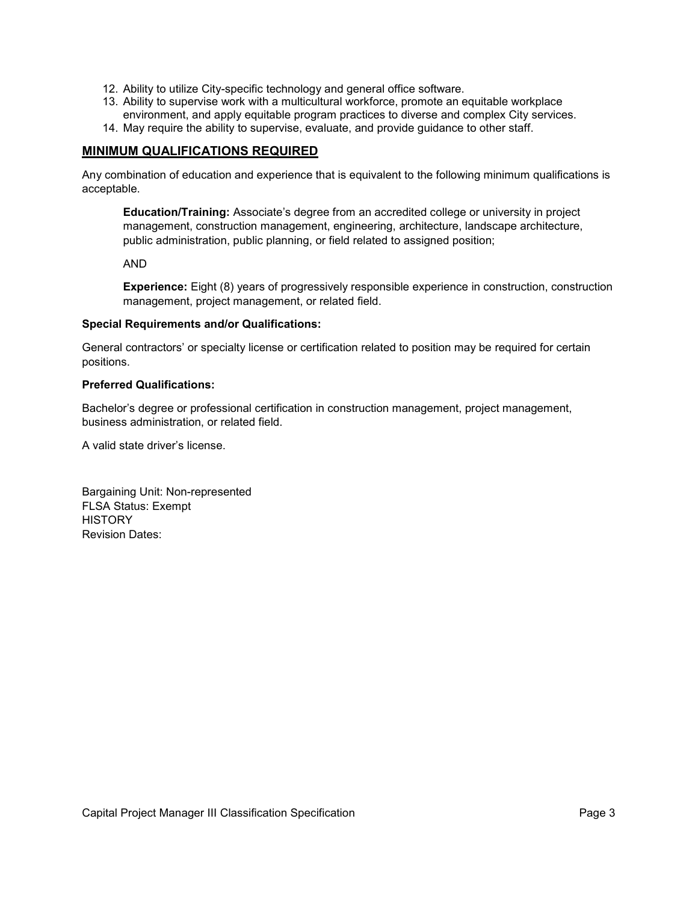12. Ability to utilize City-specific technology and general office software.
13. Ability to supervise work with a multicultural workforce, promote an equitable workplace environment, and apply equitable program practices to diverse and complex City services.
14. May require the ability to supervise, evaluate, and provide guidance to other staff.

## MINIMUM QUALIFICATIONS REQUIRED

Any combination of education and experience that is equivalent to the following minimum qualifications is acceptable.

> **Education/Training:** Associate's degree from an accredited college or university in project management, construction management, engineering, architecture, landscape architecture, public administration, public planning, or field related to assigned position;
>
> AND
>
> **Experience:** Eight (8) years of progressively responsible experience in construction, construction management, project management, or related field.

**Special Requirements and/or Qualifications:**

General contractors' or specialty license or certification related to position may be required for certain positions.

**Preferred Qualifications:**

Bachelor's degree or professional certification in construction management, project management, business administration, or related field.

A valid state driver's license.

Bargaining Unit: Non-represented
FLSA Status: Exempt
HISTORY
Revision Dates: